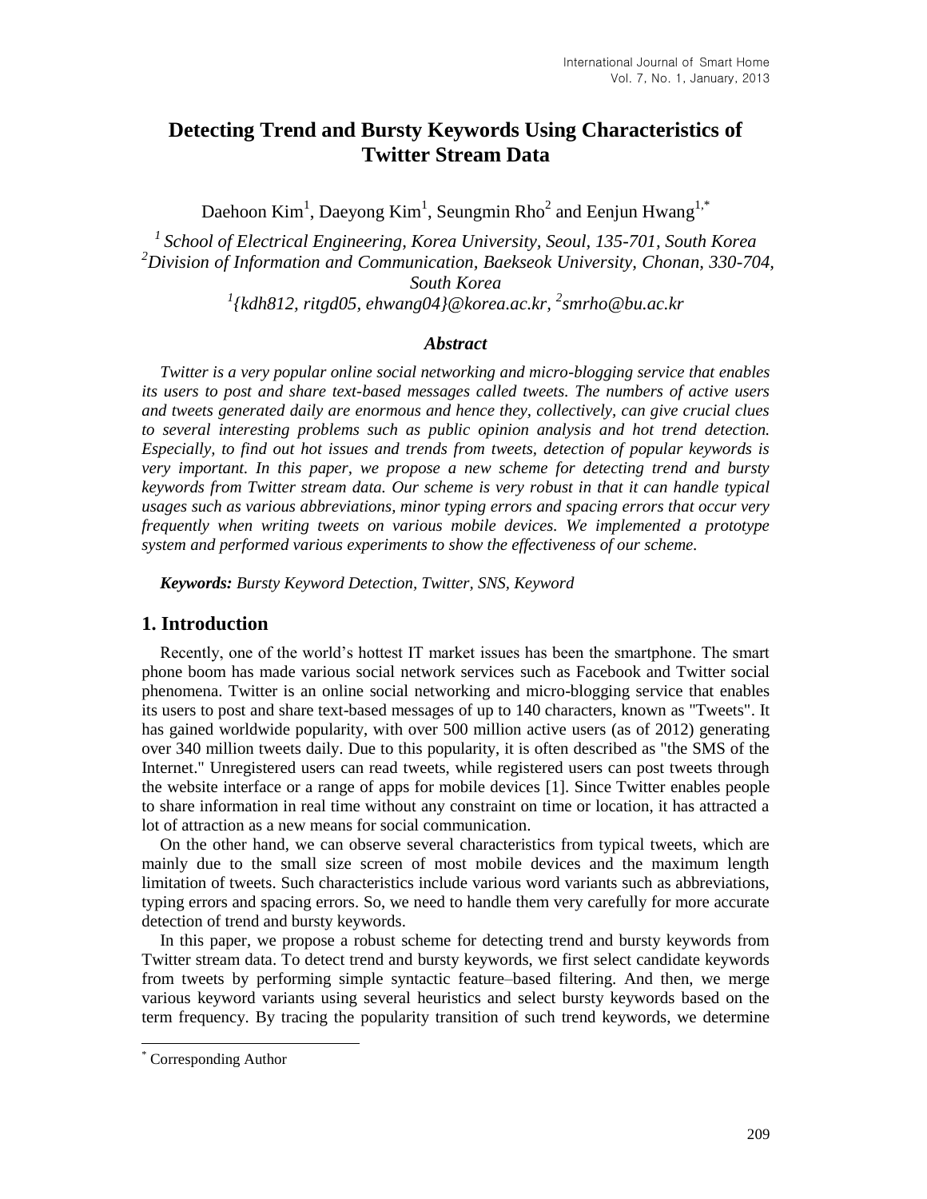# Detecting Trend and Bursty Keywords Using Characteristics of Twitter Stream Data

Daehoon Kim[1], Daeyong Kim[1], Seungmin Rho[2] and Eenjun Hwang[1,*]

*[1] School of Electrical Engineering, Korea University, Seoul, 135-701, South Korea*
*[2]Division of Information and Communication, Baekseok University, Chonan, 330-704, South Korea*
*[1]{kdh812, ritgd05, ehwang04}@korea.ac.kr, [2]smrho@bu.ac.kr*

### *Abstract*

*Twitter is a very popular online social networking and micro-blogging service that enables its users to post and share text-based messages called tweets. The numbers of active users and tweets generated daily are enormous and hence they, collectively, can give crucial clues to several interesting problems such as public opinion analysis and hot trend detection. Especially, to find out hot issues and trends from tweets, detection of popular keywords is very important. In this paper, we propose a new scheme for detecting trend and bursty keywords from Twitter stream data. Our scheme is very robust in that it can handle typical usages such as various abbreviations, minor typing errors and spacing errors that occur very frequently when writing tweets on various mobile devices. We implemented a prototype system and performed various experiments to show the effectiveness of our scheme.*

***Keywords:*** *Bursty Keyword Detection, Twitter, SNS, Keyword*

## 1. Introduction

Recently, one of the world's hottest IT market issues has been the smartphone. The smart phone boom has made various social network services such as Facebook and Twitter social phenomena. Twitter is an online social networking and micro-blogging service that enables its users to post and share text-based messages of up to 140 characters, known as "Tweets". It has gained worldwide popularity, with over 500 million active users (as of 2012) generating over 340 million tweets daily. Due to this popularity, it is often described as "the SMS of the Internet." Unregistered users can read tweets, while registered users can post tweets through the website interface or a range of apps for mobile devices [1]. Since Twitter enables people to share information in real time without any constraint on time or location, it has attracted a lot of attraction as a new means for social communication.

On the other hand, we can observe several characteristics from typical tweets, which are mainly due to the small size screen of most mobile devices and the maximum length limitation of tweets. Such characteristics include various word variants such as abbreviations, typing errors and spacing errors. So, we need to handle them very carefully for more accurate detection of trend and bursty keywords.

In this paper, we propose a robust scheme for detecting trend and bursty keywords from Twitter stream data. To detect trend and bursty keywords, we first select candidate keywords from tweets by performing simple syntactic feature–based filtering. And then, we merge various keyword variants using several heuristics and select bursty keywords based on the term frequency. By tracing the popularity transition of such trend keywords, we determine

[*] Corresponding Author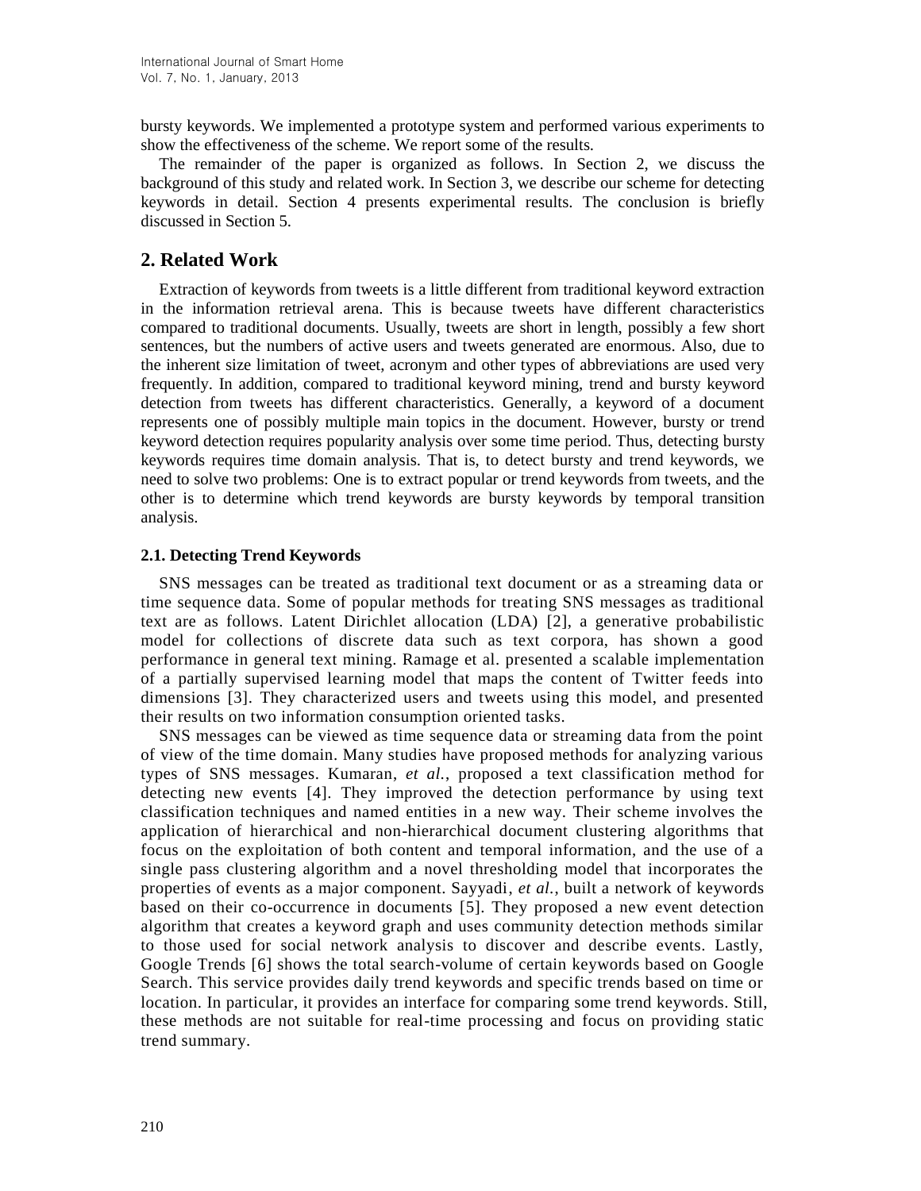bursty keywords. We implemented a prototype system and performed various experiments to show the effectiveness of the scheme. We report some of the results.

The remainder of the paper is organized as follows. In Section 2, we discuss the background of this study and related work. In Section 3, we describe our scheme for detecting keywords in detail. Section 4 presents experimental results. The conclusion is briefly discussed in Section 5.

## 2. Related Work

Extraction of keywords from tweets is a little different from traditional keyword extraction in the information retrieval arena. This is because tweets have different characteristics compared to traditional documents. Usually, tweets are short in length, possibly a few short sentences, but the numbers of active users and tweets generated are enormous. Also, due to the inherent size limitation of tweet, acronym and other types of abbreviations are used very frequently. In addition, compared to traditional keyword mining, trend and bursty keyword detection from tweets has different characteristics. Generally, a keyword of a document represents one of possibly multiple main topics in the document. However, bursty or trend keyword detection requires popularity analysis over some time period. Thus, detecting bursty keywords requires time domain analysis. That is, to detect bursty and trend keywords, we need to solve two problems: One is to extract popular or trend keywords from tweets, and the other is to determine which trend keywords are bursty keywords by temporal transition analysis.

### 2.1. Detecting Trend Keywords

SNS messages can be treated as traditional text document or as a streaming data or time sequence data. Some of popular methods for treating SNS messages as traditional text are as follows. Latent Dirichlet allocation (LDA) [2], a generative probabilistic model for collections of discrete data such as text corpora, has shown a good performance in general text mining. Ramage et al. presented a scalable implementation of a partially supervised learning model that maps the content of Twitter feeds into dimensions [3]. They characterized users and tweets using this model, and presented their results on two information consumption oriented tasks.

SNS messages can be viewed as time sequence data or streaming data from the point of view of the time domain. Many studies have proposed methods for analyzing various types of SNS messages. Kumaran, *et al.*, proposed a text classification method for detecting new events [4]. They improved the detection performance by using text classification techniques and named entities in a new way. Their scheme involves the application of hierarchical and non-hierarchical document clustering algorithms that focus on the exploitation of both content and temporal information, and the use of a single pass clustering algorithm and a novel thresholding model that incorporates the properties of events as a major component. Sayyadi, *et al.*, built a network of keywords based on their co-occurrence in documents [5]. They proposed a new event detection algorithm that creates a keyword graph and uses community detection methods similar to those used for social network analysis to discover and describe events. Lastly, Google Trends [6] shows the total search-volume of certain keywords based on Google Search. This service provides daily trend keywords and specific trends based on time or location. In particular, it provides an interface for comparing some trend keywords. Still, these methods are not suitable for real-time processing and focus on providing static trend summary.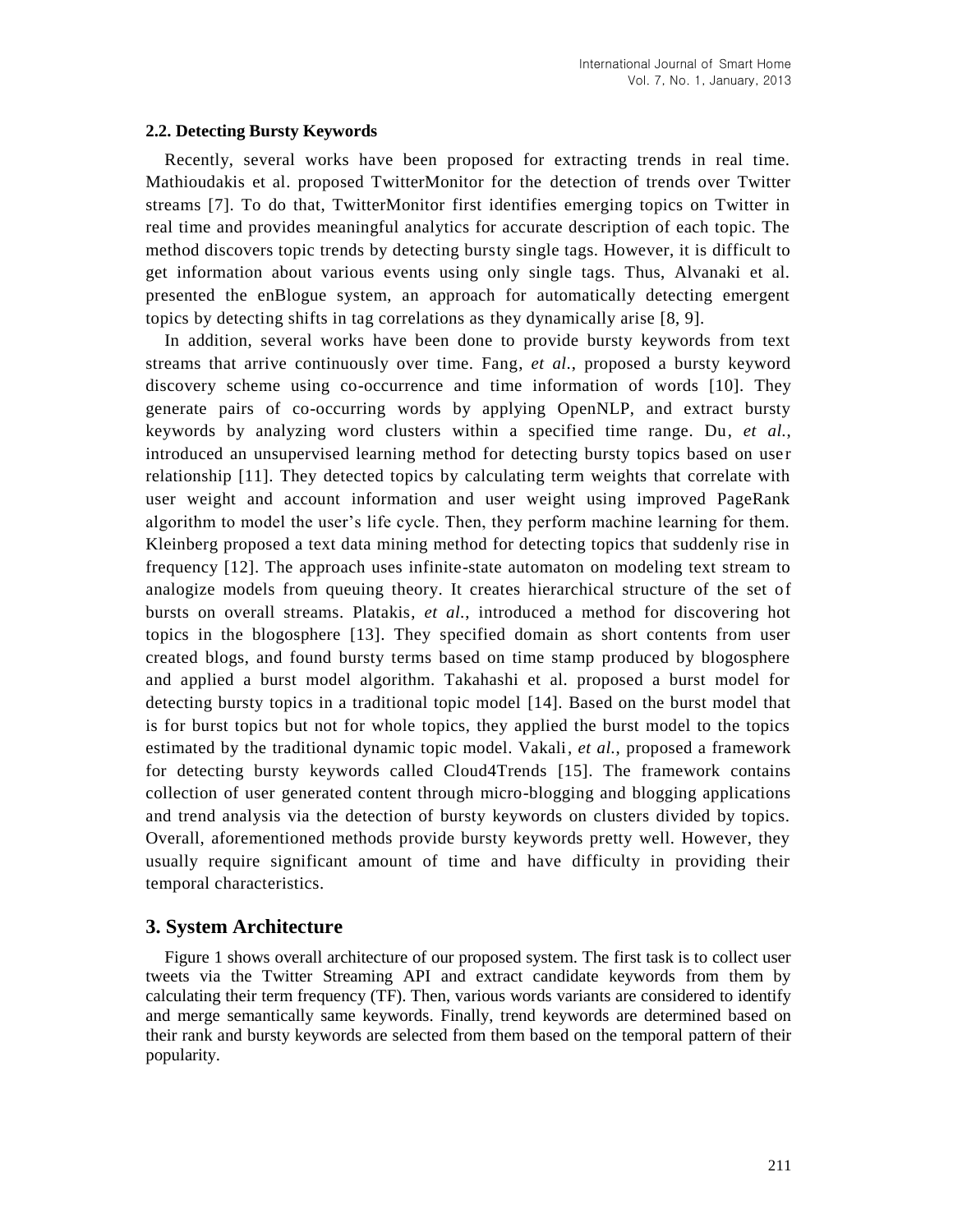### 2.2. Detecting Bursty Keywords

Recently, several works have been proposed for extracting trends in real time. Mathioudakis et al. proposed TwitterMonitor for the detection of trends over Twitter streams [7]. To do that, TwitterMonitor first identifies emerging topics on Twitter in real time and provides meaningful analytics for accurate description of each topic. The method discovers topic trends by detecting bursty single tags. However, it is difficult to get information about various events using only single tags. Thus, Alvanaki et al. presented the enBlogue system, an approach for automatically detecting emergent topics by detecting shifts in tag correlations as they dynamically arise [8, 9].

In addition, several works have been done to provide bursty keywords from text streams that arrive continuously over time. Fang, *et al.*, proposed a bursty keyword discovery scheme using co-occurrence and time information of words [10]. They generate pairs of co-occurring words by applying OpenNLP, and extract bursty keywords by analyzing word clusters within a specified time range. Du, *et al.*, introduced an unsupervised learning method for detecting bursty topics based on user relationship [11]. They detected topics by calculating term weights that correlate with user weight and account information and user weight using improved PageRank algorithm to model the user's life cycle. Then, they perform machine learning for them. Kleinberg proposed a text data mining method for detecting topics that suddenly rise in frequency [12]. The approach uses infinite-state automaton on modeling text stream to analogize models from queuing theory. It creates hierarchical structure of the set of bursts on overall streams. Platakis, *et al.*, introduced a method for discovering hot topics in the blogosphere [13]. They specified domain as short contents from user created blogs, and found bursty terms based on time stamp produced by blogosphere and applied a burst model algorithm. Takahashi et al. proposed a burst model for detecting bursty topics in a traditional topic model [14]. Based on the burst model that is for burst topics but not for whole topics, they applied the burst model to the topics estimated by the traditional dynamic topic model. Vakali, *et al.*, proposed a framework for detecting bursty keywords called Cloud4Trends [15]. The framework contains collection of user generated content through micro-blogging and blogging applications and trend analysis via the detection of bursty keywords on clusters divided by topics. Overall, aforementioned methods provide bursty keywords pretty well. However, they usually require significant amount of time and have difficulty in providing their temporal characteristics.

## 3. System Architecture

Figure 1 shows overall architecture of our proposed system. The first task is to collect user tweets via the Twitter Streaming API and extract candidate keywords from them by calculating their term frequency (TF). Then, various words variants are considered to identify and merge semantically same keywords. Finally, trend keywords are determined based on their rank and bursty keywords are selected from them based on the temporal pattern of their popularity.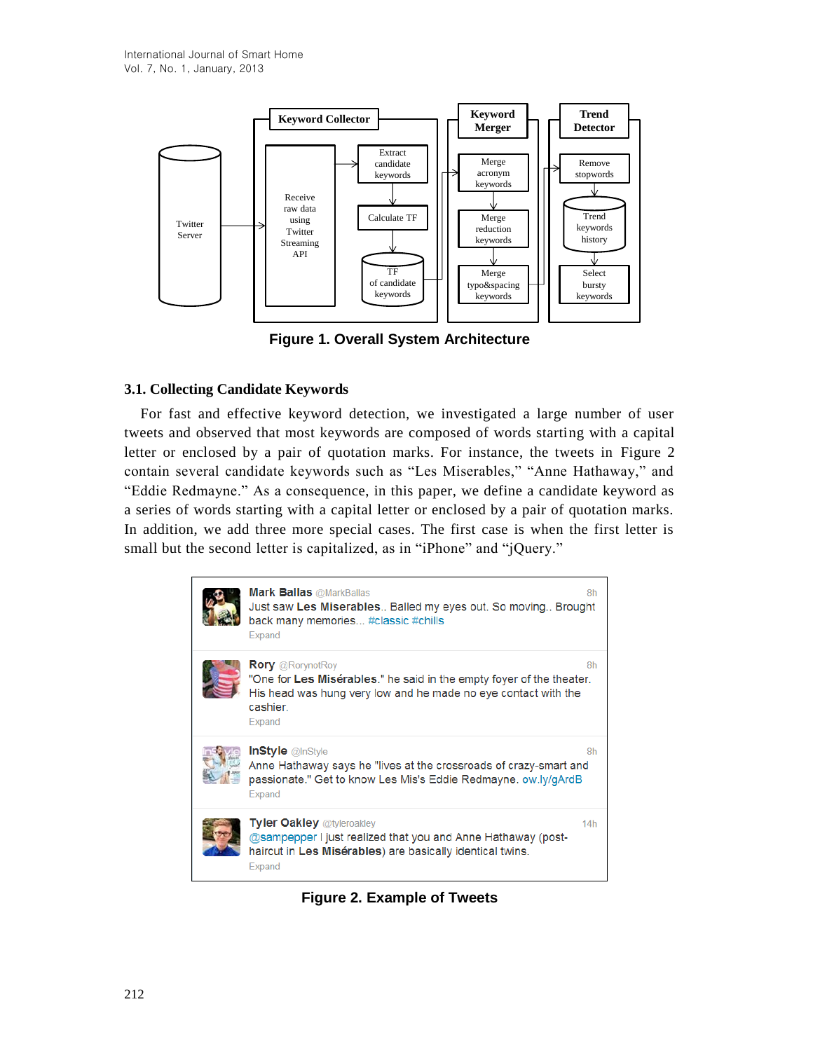Figure 1. Overall System Architecture

### 3.1. Collecting Candidate Keywords

For fast and effective keyword detection, we investigated a large number of user tweets and observed that most keywords are composed of words starting with a capital letter or enclosed by a pair of quotation marks. For instance, the tweets in Figure 2 contain several candidate keywords such as "Les Miserables," "Anne Hathaway," and "Eddie Redmayne." As a consequence, in this paper, we define a candidate keyword as a series of words starting with a capital letter or enclosed by a pair of quotation marks. In addition, we add three more special cases. The first case is when the first letter is small but the second letter is capitalized, as in "iPhone" and "jQuery."

Figure 2. Example of Tweets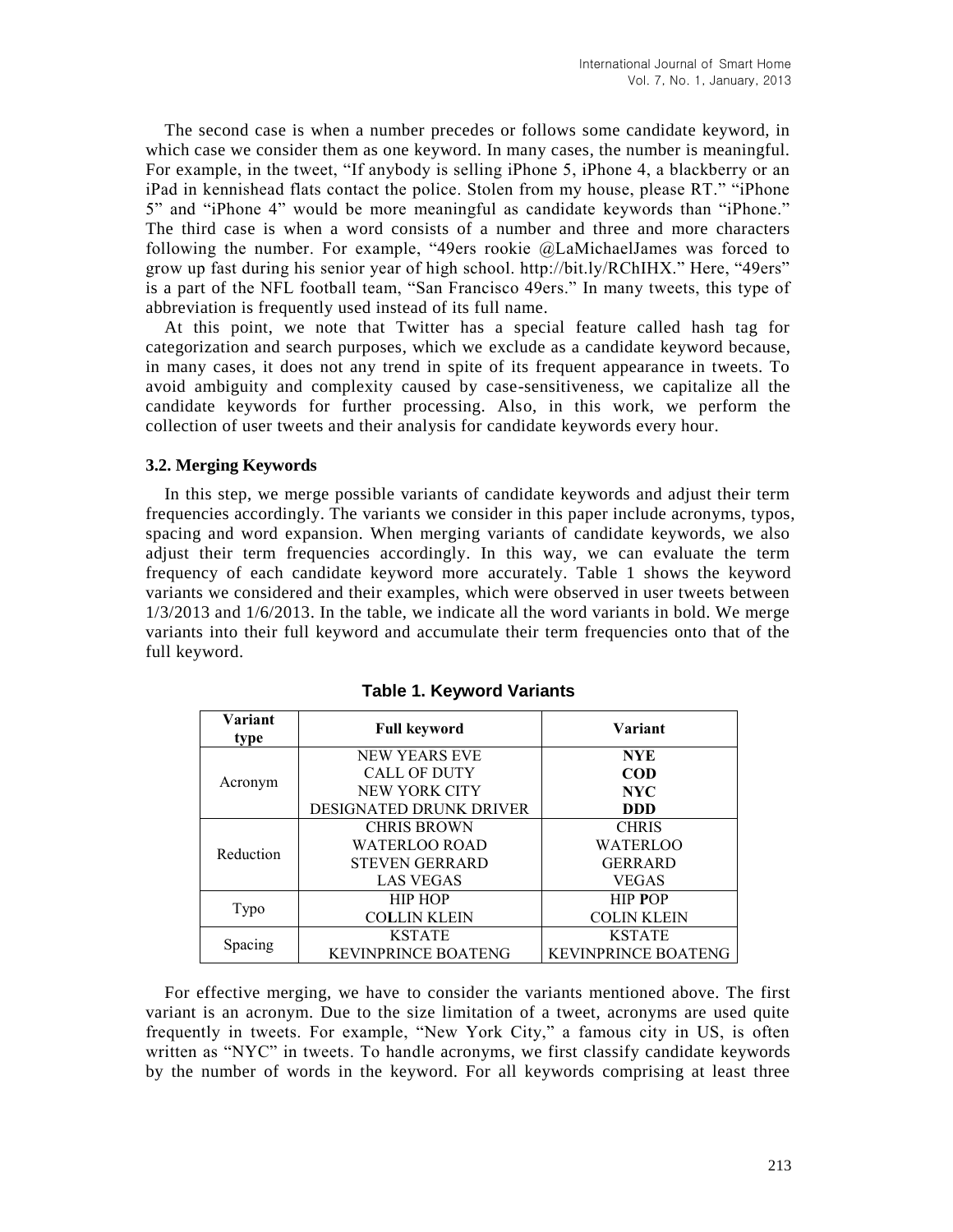The second case is when a number precedes or follows some candidate keyword, in which case we consider them as one keyword. In many cases, the number is meaningful. For example, in the tweet, "If anybody is selling iPhone 5, iPhone 4, a blackberry or an iPad in kennishead flats contact the police. Stolen from my house, please RT." "iPhone 5" and "iPhone 4" would be more meaningful as candidate keywords than "iPhone." The third case is when a word consists of a number and three and more characters following the number. For example, "49ers rookie @LaMichaelJames was forced to grow up fast during his senior year of high school. http://bit.ly/RChIHX." Here, "49ers" is a part of the NFL football team, "San Francisco 49ers." In many tweets, this type of abbreviation is frequently used instead of its full name.

At this point, we note that Twitter has a special feature called hash tag for categorization and search purposes, which we exclude as a candidate keyword because, in many cases, it does not any trend in spite of its frequent appearance in tweets. To avoid ambiguity and complexity caused by case-sensitiveness, we capitalize all the candidate keywords for further processing. Also, in this work, we perform the collection of user tweets and their analysis for candidate keywords every hour.

### 3.2. Merging Keywords

In this step, we merge possible variants of candidate keywords and adjust their term frequencies accordingly. The variants we consider in this paper include acronyms, typos, spacing and word expansion. When merging variants of candidate keywords, we also adjust their term frequencies accordingly. In this way, we can evaluate the term frequency of each candidate keyword more accurately. Table 1 shows the keyword variants we considered and their examples, which were observed in user tweets between 1/3/2013 and 1/6/2013. In the table, we indicate all the word variants in bold. We merge variants into their full keyword and accumulate their term frequencies onto that of the full keyword.

**Table 1. Keyword Variants**

| Variant type | Full keyword | Variant |
|---|---|---|
| Acronym | NEW YEARS EVE | **NYE** |
| | CALL OF DUTY | **COD** |
| | NEW YORK CITY | **NYC** |
| | DESIGNATED DRUNK DRIVER | **DDD** |
| Reduction | CHRIS BROWN | CHRIS |
| | WATERLOO ROAD | WATERLOO |
| | STEVEN GERRARD | GERRARD |
| | LAS VEGAS | VEGAS |
| Typo | HIP HOP | HIP **P**OP |
| | CO**L**LIN KLEIN | COLIN KLEIN |
| Spacing | KSTATE | KSTATE |
| | KEVINPRINCE BOATENG | KEVINPRINCE BOATENG |

For effective merging, we have to consider the variants mentioned above. The first variant is an acronym. Due to the size limitation of a tweet, acronyms are used quite frequently in tweets. For example, "New York City," a famous city in US, is often written as "NYC" in tweets. To handle acronyms, we first classify candidate keywords by the number of words in the keyword. For all keywords comprising at least three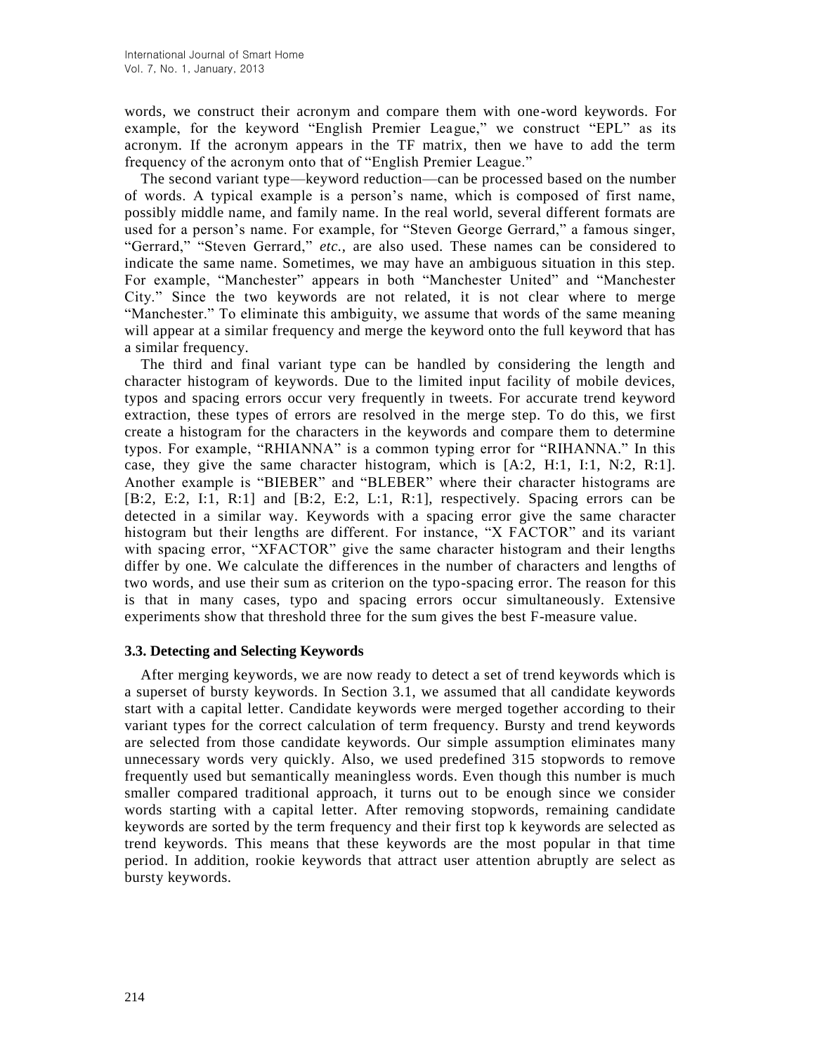words, we construct their acronym and compare them with one-word keywords. For example, for the keyword "English Premier League," we construct "EPL" as its acronym. If the acronym appears in the TF matrix, then we have to add the term frequency of the acronym onto that of "English Premier League."

The second variant type—keyword reduction—can be processed based on the number of words. A typical example is a person's name, which is composed of first name, possibly middle name, and family name. In the real world, several different formats are used for a person's name. For example, for "Steven George Gerrard," a famous singer, "Gerrard," "Steven Gerrard," *etc.*, are also used. These names can be considered to indicate the same name. Sometimes, we may have an ambiguous situation in this step. For example, "Manchester" appears in both "Manchester United" and "Manchester City." Since the two keywords are not related, it is not clear where to merge "Manchester." To eliminate this ambiguity, we assume that words of the same meaning will appear at a similar frequency and merge the keyword onto the full keyword that has a similar frequency.

The third and final variant type can be handled by considering the length and character histogram of keywords. Due to the limited input facility of mobile devices, typos and spacing errors occur very frequently in tweets. For accurate trend keyword extraction, these types of errors are resolved in the merge step. To do this, we first create a histogram for the characters in the keywords and compare them to determine typos. For example, "RHIANNA" is a common typing error for "RIHANNA." In this case, they give the same character histogram, which is [A:2, H:1, I:1, N:2, R:1]. Another example is "BIEBER" and "BLEBER" where their character histograms are [B:2, E:2, I:1, R:1] and [B:2, E:2, L:1, R:1], respectively. Spacing errors can be detected in a similar way. Keywords with a spacing error give the same character histogram but their lengths are different. For instance, "X FACTOR" and its variant with spacing error, "XFACTOR" give the same character histogram and their lengths differ by one. We calculate the differences in the number of characters and lengths of two words, and use their sum as criterion on the typo-spacing error. The reason for this is that in many cases, typo and spacing errors occur simultaneously. Extensive experiments show that threshold three for the sum gives the best F-measure value.

### 3.3. Detecting and Selecting Keywords

After merging keywords, we are now ready to detect a set of trend keywords which is a superset of bursty keywords. In Section 3.1, we assumed that all candidate keywords start with a capital letter. Candidate keywords were merged together according to their variant types for the correct calculation of term frequency. Bursty and trend keywords are selected from those candidate keywords. Our simple assumption eliminates many unnecessary words very quickly. Also, we used predefined 315 stopwords to remove frequently used but semantically meaningless words. Even though this number is much smaller compared traditional approach, it turns out to be enough since we consider words starting with a capital letter. After removing stopwords, remaining candidate keywords are sorted by the term frequency and their first top k keywords are selected as trend keywords. This means that these keywords are the most popular in that time period. In addition, rookie keywords that attract user attention abruptly are select as bursty keywords.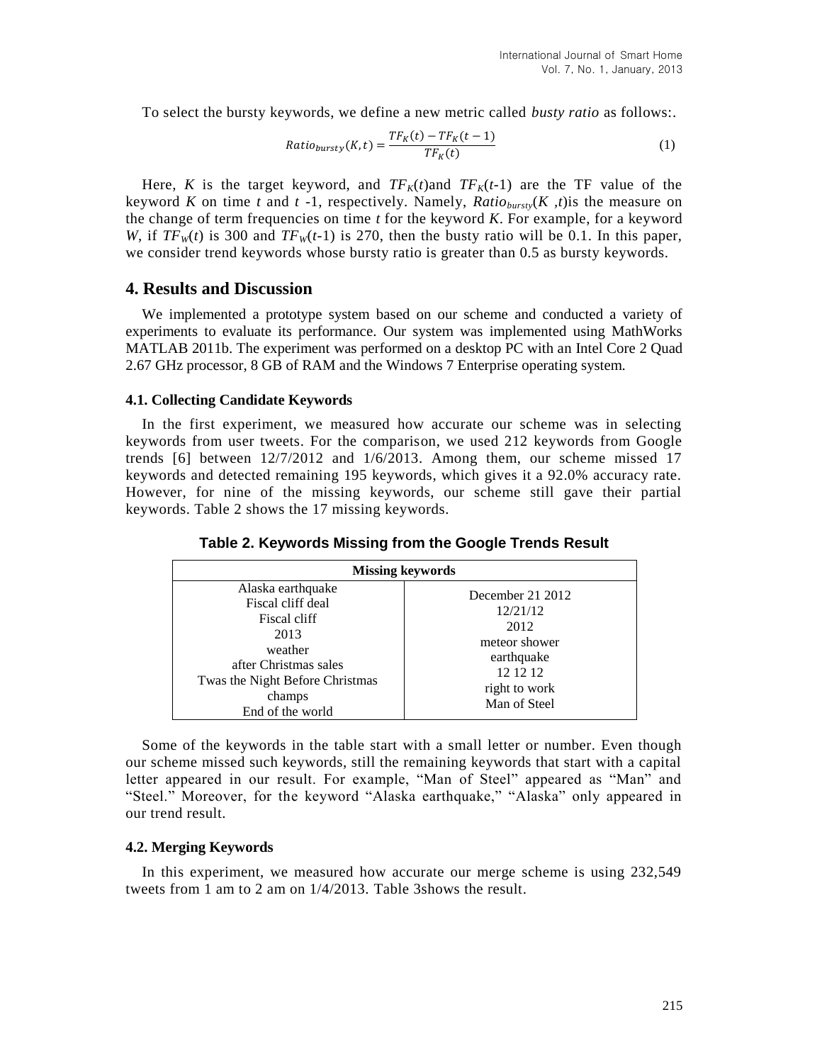To select the bursty keywords, we define a new metric called *busty ratio* as follows:.

$$Ratio_{bursty}(K,t) = \frac{TF_K(t) - TF_K(t-1)}{TF_K(t)} \quad (1)$$

Here, $K$ is the target keyword, and $TF_K(t)$and $TF_K(t\text{-}1)$ are the TF value of the keyword $K$ on time $t$ and $t$ -1, respectively. Namely, $Ratio_{bursty}(K\ ,t)$is the measure on the change of term frequencies on time $t$ for the keyword $K$. For example, for a keyword $W$, if $TF_W(t)$ is 300 and $TF_W(t\text{-}1)$ is 270, then the busty ratio will be 0.1. In this paper, we consider trend keywords whose bursty ratio is greater than 0.5 as bursty keywords.

## 4. Results and Discussion

We implemented a prototype system based on our scheme and conducted a variety of experiments to evaluate its performance. Our system was implemented using MathWorks MATLAB 2011b. The experiment was performed on a desktop PC with an Intel Core 2 Quad 2.67 GHz processor, 8 GB of RAM and the Windows 7 Enterprise operating system.

### 4.1. Collecting Candidate Keywords

In the first experiment, we measured how accurate our scheme was in selecting keywords from user tweets. For the comparison, we used 212 keywords from Google trends [6] between 12/7/2012 and 1/6/2013. Among them, our scheme missed 17 keywords and detected remaining 195 keywords, which gives it a 92.0% accuracy rate. However, for nine of the missing keywords, our scheme still gave their partial keywords. Table 2 shows the 17 missing keywords.

**Table 2. Keywords Missing from the Google Trends Result**

| Missing keywords | |
|---|---|
| Alaska earthquake | December 21 2012 |
| Fiscal cliff deal | 12/21/12 |
| Fiscal cliff | 2012 |
| 2013 | meteor shower |
| weather | earthquake |
| after Christmas sales | 12 12 12 |
| Twas the Night Before Christmas | right to work |
| champs | Man of Steel |
| End of the world | |

Some of the keywords in the table start with a small letter or number. Even though our scheme missed such keywords, still the remaining keywords that start with a capital letter appeared in our result. For example, "Man of Steel" appeared as "Man" and "Steel." Moreover, for the keyword "Alaska earthquake," "Alaska" only appeared in our trend result.

### 4.2. Merging Keywords

In this experiment, we measured how accurate our merge scheme is using 232,549 tweets from 1 am to 2 am on 1/4/2013. Table 3shows the result.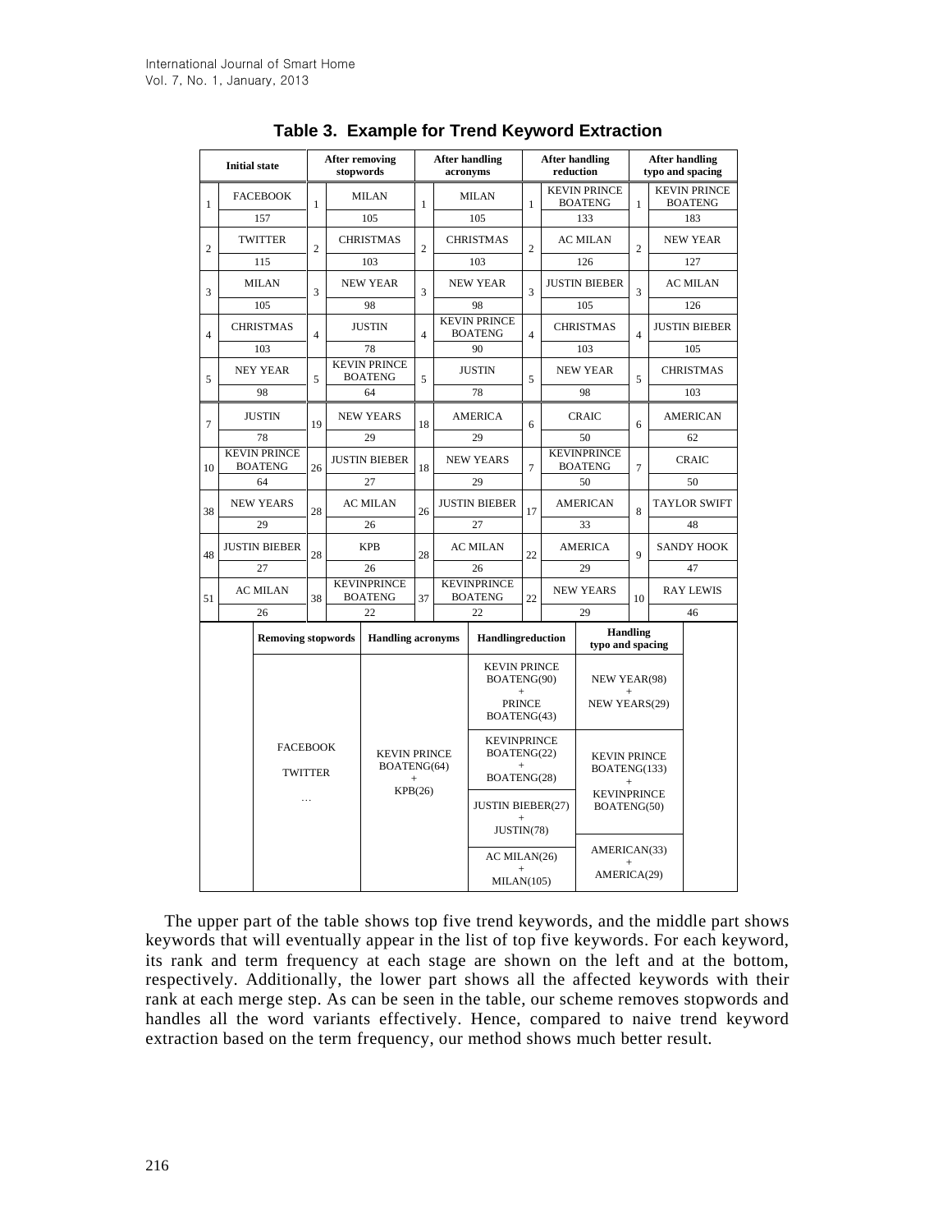**Table 3. Example for Trend Keyword Extraction**

| Initial state | | After removing stopwords | | After handling acronyms | | After handling reduction | | After handling typo and spacing | |
|---|---|---|---|---|---|---|---|---|---|
| 1 | FACEBOOK | 1 | MILAN | 1 | MILAN | 1 | KEVIN PRINCE BOATENG | 1 | KEVIN PRINCE BOATENG |
| | 157 | | 105 | | 105 | | 133 | | 183 |
| 2 | TWITTER | 2 | CHRISTMAS | 2 | CHRISTMAS | 2 | AC MILAN | 2 | NEW YEAR |
| | 115 | | 103 | | 103 | | 126 | | 127 |
| 3 | MILAN | 3 | NEW YEAR | 3 | NEW YEAR | 3 | JUSTIN BIEBER | 3 | AC MILAN |
| | 105 | | 98 | | 98 | | 105 | | 126 |
| 4 | CHRISTMAS | 4 | JUSTIN | 4 | KEVIN PRINCE BOATENG | 4 | CHRISTMAS | 4 | JUSTIN BIEBER |
| | 103 | | 78 | | 90 | | 103 | | 105 |
| 5 | NEY YEAR | 5 | KEVIN PRINCE BOATENG | 5 | JUSTIN | 5 | NEW YEAR | 5 | CHRISTMAS |
| | 98 | | 64 | | 78 | | 98 | | 103 |
| 7 | JUSTIN | 19 | NEW YEARS | 18 | AMERICA | 6 | CRAIC | 6 | AMERICAN |
| | 78 | | 29 | | 29 | | 50 | | 62 |
| 10 | KEVIN PRINCE BOATENG | 26 | JUSTIN BIEBER | 18 | NEW YEARS | 7 | KEVINPRINCE BOATENG | 7 | CRAIC |
| | 64 | | 27 | | 29 | | 50 | | 50 |
| 38 | NEW YEARS | 28 | AC MILAN | 26 | JUSTIN BIEBER | 17 | AMERICAN | 8 | TAYLOR SWIFT |
| | 29 | | 26 | | 27 | | 33 | | 48 |
| 48 | JUSTIN BIEBER | 28 | KPB | 28 | AC MILAN | 22 | AMERICA | 9 | SANDY HOOK |
| | 27 | | 26 | | 26 | | 29 | | 47 |
| 51 | AC MILAN | 38 | KEVINPRINCE BOATENG | 37 | KEVINPRINCE BOATENG | 22 | NEW YEARS | 10 | RAY LEWIS |
| | 26 | | 22 | | 22 | | 29 | | 46 |

| Removing stopwords | Handling acronyms | Handlingreduction | Handling typo and spacing |
|---|---|---|---|
| FACEBOOK<br>TWITTER<br>… | KEVIN PRINCE BOATENG(64) + KPB(26) | KEVIN PRINCE BOATENG(90) + PRINCE BOATENG(43) | NEW YEAR(98) + NEW YEARS(29) |
| | | KEVINPRINCE BOATENG(22) + BOATENG(28) | KEVIN PRINCE BOATENG(133) + KEVINPRINCE BOATENG(50) |
| | | JUSTIN BIEBER(27) + JUSTIN(78) | |
| | | AC MILAN(26) + MILAN(105) | AMERICAN(33) + AMERICA(29) |

The upper part of the table shows top five trend keywords, and the middle part shows keywords that will eventually appear in the list of top five keywords. For each keyword, its rank and term frequency at each stage are shown on the left and at the bottom, respectively. Additionally, the lower part shows all the affected keywords with their rank at each merge step. As can be seen in the table, our scheme removes stopwords and handles all the word variants effectively. Hence, compared to naive trend keyword extraction based on the term frequency, our method shows much better result.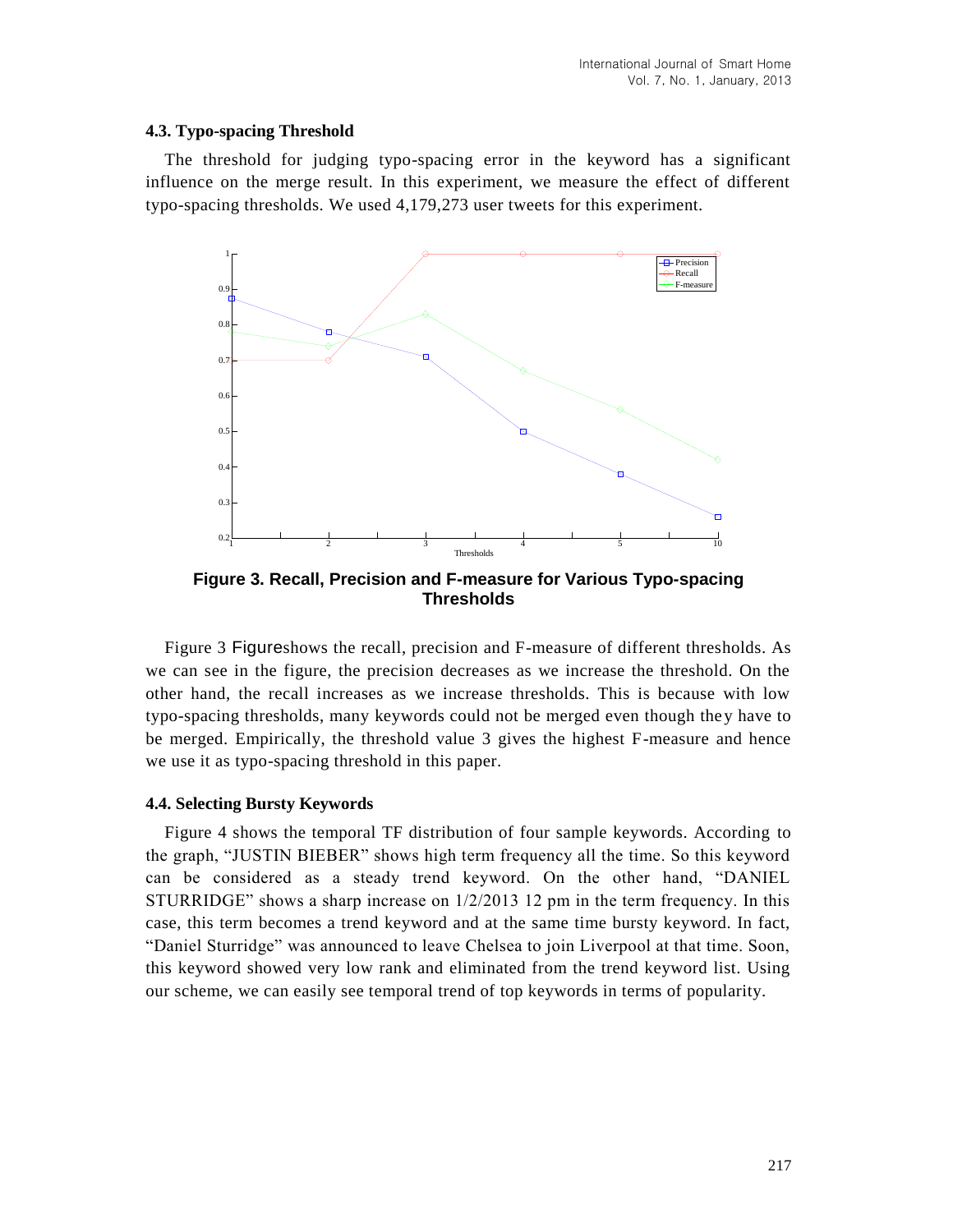### 4.3. Typo-spacing Threshold

The threshold for judging typo-spacing error in the keyword has a significant influence on the merge result. In this experiment, we measure the effect of different typo-spacing thresholds. We used 4,179,273 user tweets for this experiment.

**Figure 3. Recall, Precision and F-measure for Various Typo-spacing Thresholds**

Figure 3 Figureshows the recall, precision and F-measure of different thresholds. As we can see in the figure, the precision decreases as we increase the threshold. On the other hand, the recall increases as we increase thresholds. This is because with low typo-spacing thresholds, many keywords could not be merged even though they have to be merged. Empirically, the threshold value 3 gives the highest F-measure and hence we use it as typo-spacing threshold in this paper.

### 4.4. Selecting Bursty Keywords

Figure 4 shows the temporal TF distribution of four sample keywords. According to the graph, "JUSTIN BIEBER" shows high term frequency all the time. So this keyword can be considered as a steady trend keyword. On the other hand, "DANIEL STURRIDGE" shows a sharp increase on 1/2/2013 12 pm in the term frequency. In this case, this term becomes a trend keyword and at the same time bursty keyword. In fact, "Daniel Sturridge" was announced to leave Chelsea to join Liverpool at that time. Soon, this keyword showed very low rank and eliminated from the trend keyword list. Using our scheme, we can easily see temporal trend of top keywords in terms of popularity.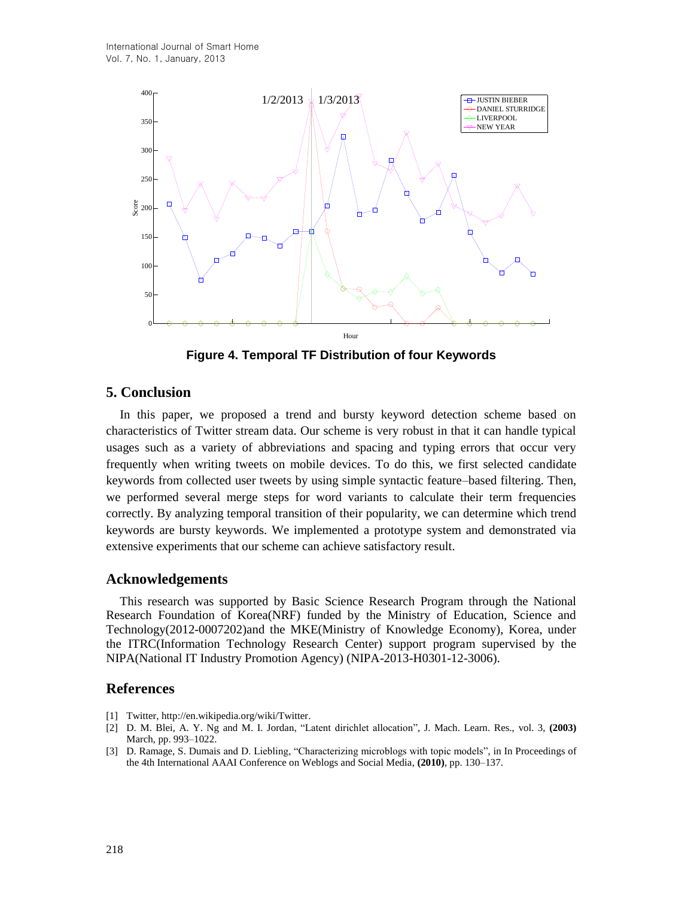**Figure 4. Temporal TF Distribution of four Keywords**

## 5. Conclusion

In this paper, we proposed a trend and bursty keyword detection scheme based on characteristics of Twitter stream data. Our scheme is very robust in that it can handle typical usages such as a variety of abbreviations and spacing and typing errors that occur very frequently when writing tweets on mobile devices. To do this, we first selected candidate keywords from collected user tweets by using simple syntactic feature–based filtering. Then, we performed several merge steps for word variants to calculate their term frequencies correctly. By analyzing temporal transition of their popularity, we can determine which trend keywords are bursty keywords. We implemented a prototype system and demonstrated via extensive experiments that our scheme can achieve satisfactory result.

## Acknowledgements

This research was supported by Basic Science Research Program through the National Research Foundation of Korea(NRF) funded by the Ministry of Education, Science and Technology(2012-0007202)and the MKE(Ministry of Knowledge Economy), Korea, under the ITRC(Information Technology Research Center) support program supervised by the NIPA(National IT Industry Promotion Agency) (NIPA-2013-H0301-12-3006).

## References

[1] Twitter, http://en.wikipedia.org/wiki/Twitter.

[2] D. M. Blei, A. Y. Ng and M. I. Jordan, "Latent dirichlet allocation", J. Mach. Learn. Res., vol. 3, **(2003)** March, pp. 993–1022.

[3] D. Ramage, S. Dumais and D. Liebling, "Characterizing microblogs with topic models", in In Proceedings of the 4th International AAAI Conference on Weblogs and Social Media, **(2010)**, pp. 130–137.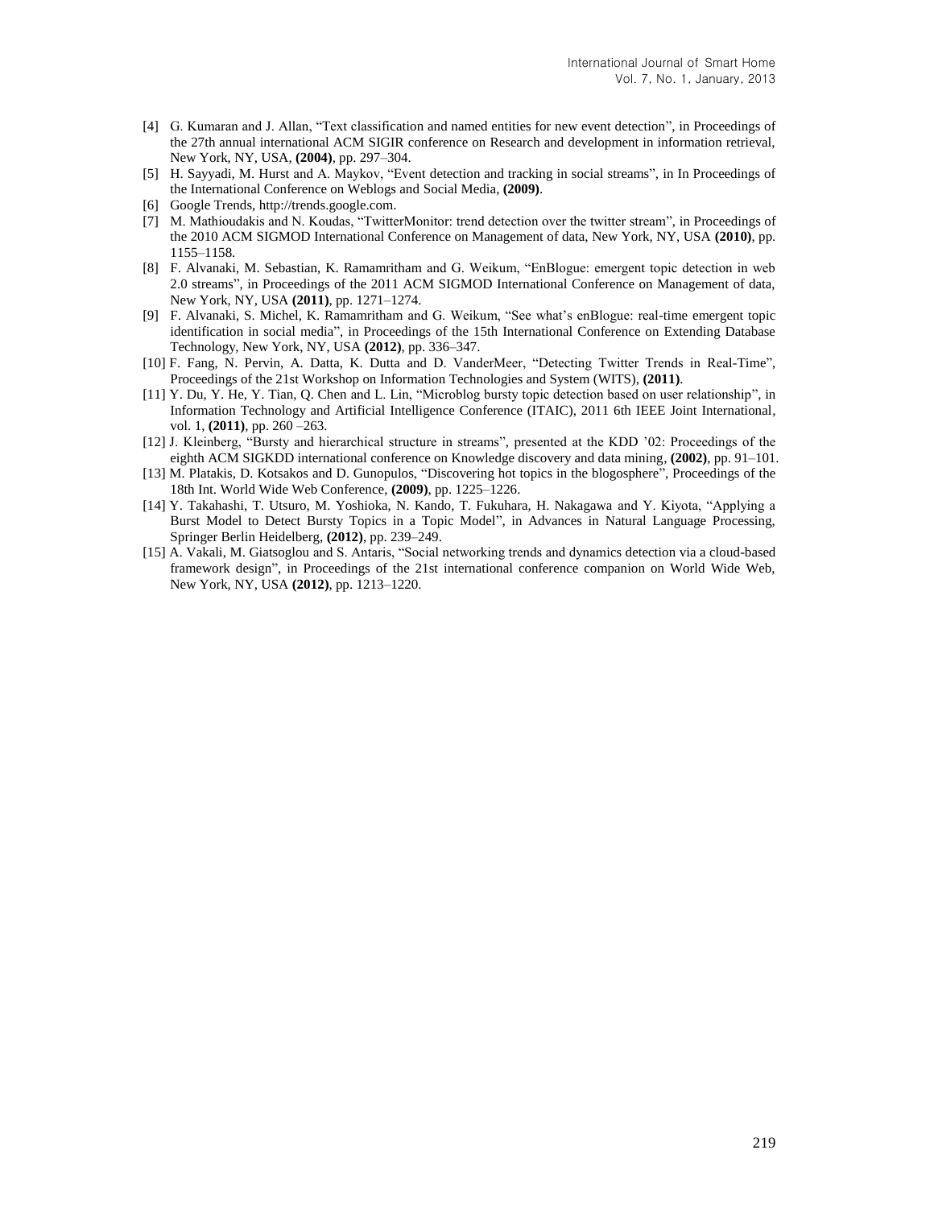[4] G. Kumaran and J. Allan, "Text classification and named entities for new event detection", in Proceedings of the 27th annual international ACM SIGIR conference on Research and development in information retrieval, New York, NY, USA, **(2004)**, pp. 297–304.

[5] H. Sayyadi, M. Hurst and A. Maykov, "Event detection and tracking in social streams", in In Proceedings of the International Conference on Weblogs and Social Media, **(2009)**.

[6] Google Trends, http://trends.google.com.

[7] M. Mathioudakis and N. Koudas, "TwitterMonitor: trend detection over the twitter stream", in Proceedings of the 2010 ACM SIGMOD International Conference on Management of data, New York, NY, USA **(2010)**, pp. 1155–1158.

[8] F. Alvanaki, M. Sebastian, K. Ramamritham and G. Weikum, "EnBlogue: emergent topic detection in web 2.0 streams", in Proceedings of the 2011 ACM SIGMOD International Conference on Management of data, New York, NY, USA **(2011)**, pp. 1271–1274.

[9] F. Alvanaki, S. Michel, K. Ramamritham and G. Weikum, "See what's enBlogue: real-time emergent topic identification in social media", in Proceedings of the 15th International Conference on Extending Database Technology, New York, NY, USA **(2012)**, pp. 336–347.

[10] F. Fang, N. Pervin, A. Datta, K. Dutta and D. VanderMeer, "Detecting Twitter Trends in Real-Time", Proceedings of the 21st Workshop on Information Technologies and System (WITS), **(2011)**.

[11] Y. Du, Y. He, Y. Tian, Q. Chen and L. Lin, "Microblog bursty topic detection based on user relationship", in Information Technology and Artificial Intelligence Conference (ITAIC), 2011 6th IEEE Joint International, vol. 1, **(2011)**, pp. 260 –263.

[12] J. Kleinberg, "Bursty and hierarchical structure in streams", presented at the KDD '02: Proceedings of the eighth ACM SIGKDD international conference on Knowledge discovery and data mining, **(2002)**, pp. 91–101.

[13] M. Platakis, D. Kotsakos and D. Gunopulos, "Discovering hot topics in the blogosphere", Proceedings of the 18th Int. World Wide Web Conference, **(2009)**, pp. 1225–1226.

[14] Y. Takahashi, T. Utsuro, M. Yoshioka, N. Kando, T. Fukuhara, H. Nakagawa and Y. Kiyota, "Applying a Burst Model to Detect Bursty Topics in a Topic Model", in Advances in Natural Language Processing, Springer Berlin Heidelberg, **(2012)**, pp. 239–249.

[15] A. Vakali, M. Giatsoglou and S. Antaris, "Social networking trends and dynamics detection via a cloud-based framework design", in Proceedings of the 21st international conference companion on World Wide Web, New York, NY, USA **(2012)**, pp. 1213–1220.